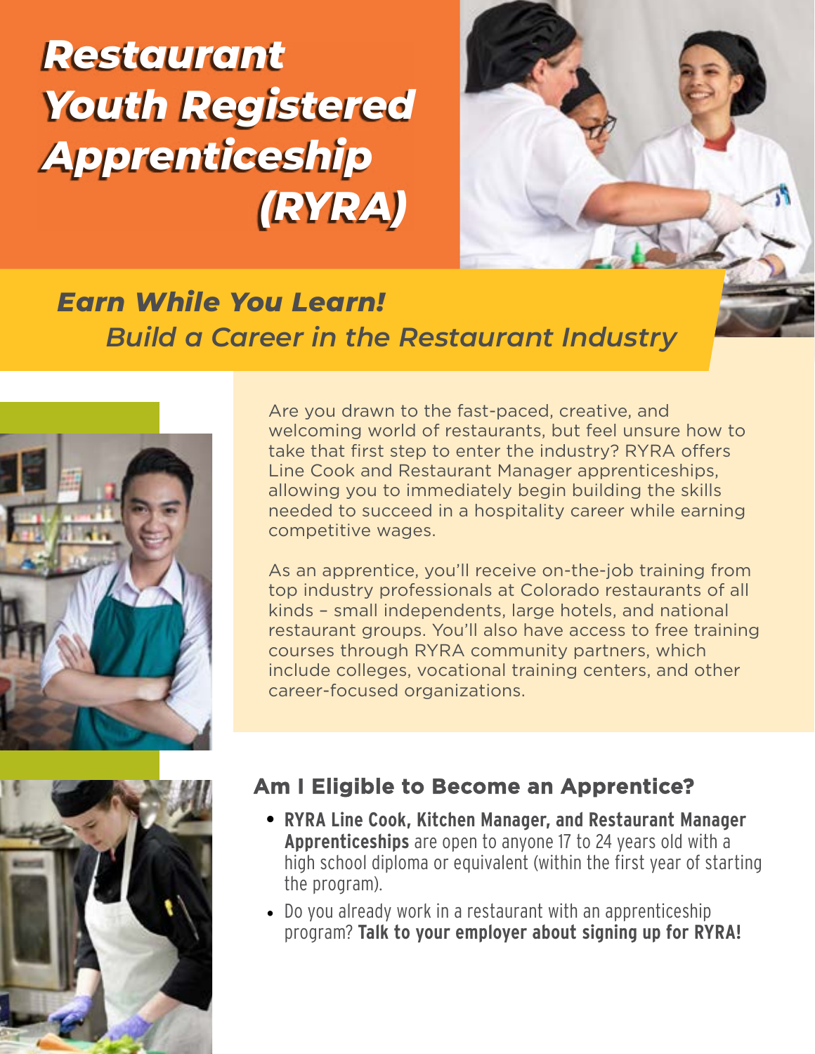# Restaurant Youth Registered Apprenticeship (RYRA)

## *Earn While You Learn!*
## *Build a Career in the Restaurant Industry*

Are you drawn to the fast-paced, creative, and welcoming world of restaurants, but feel unsure how to take that first step to enter the industry? RYRA offers Line Cook and Restaurant Manager apprenticeships, allowing you to immediately begin building the skills needed to succeed in a hospitality career while earning competitive wages.

As an apprentice, you'll receive on-the-job training from top industry professionals at Colorado restaurants of all kinds – small independents, large hotels, and national restaurant groups. You'll also have access to free training courses through RYRA community partners, which include colleges, vocational training centers, and other career-focused organizations.

### Am I Eligible to Become an Apprentice?

- **RYRA Line Cook, Kitchen Manager, and Restaurant Manager Apprenticeships** are open to anyone 17 to 24 years old with a high school diploma or equivalent (within the first year of starting the program).
- Do you already work in a restaurant with an apprenticeship program? **Talk to your employer about signing up for RYRA!**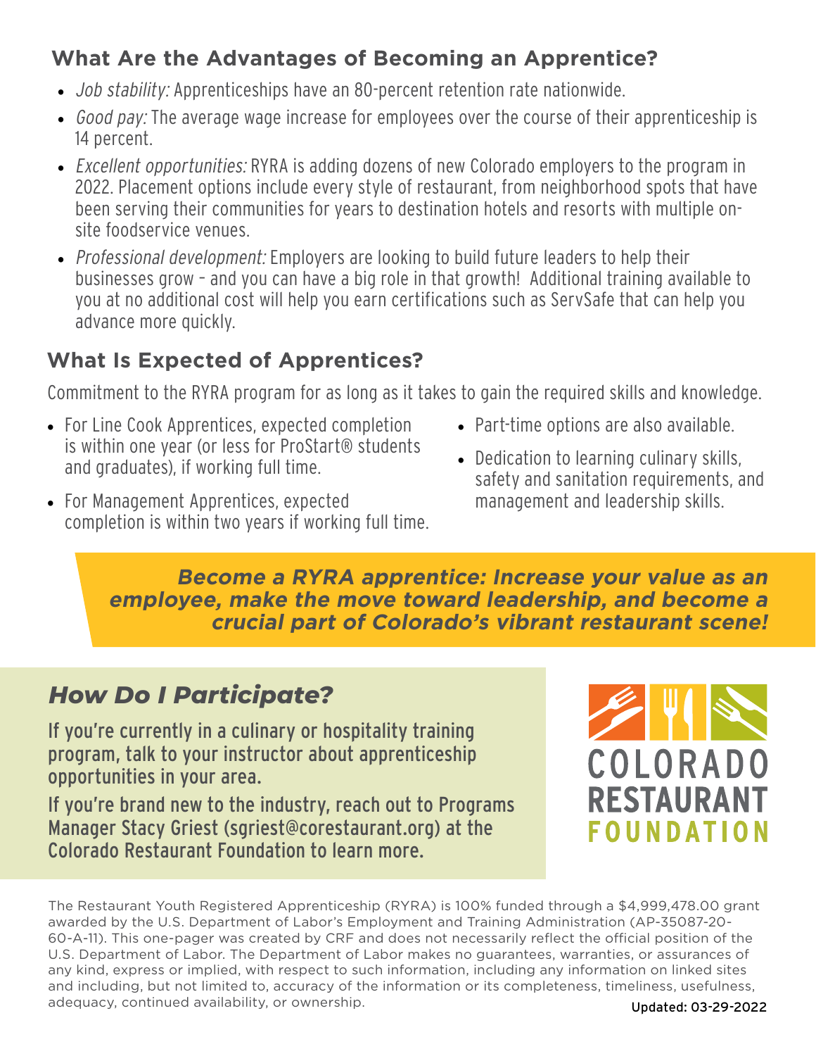## What Are the Advantages of Becoming an Apprentice?

- *Job stability:* Apprenticeships have an 80-percent retention rate nationwide.
- *Good pay:* The average wage increase for employees over the course of their apprenticeship is 14 percent.
- *Excellent opportunities:* RYRA is adding dozens of new Colorado employers to the program in 2022. Placement options include every style of restaurant, from neighborhood spots that have been serving their communities for years to destination hotels and resorts with multiple on-site foodservice venues.
- *Professional development:* Employers are looking to build future leaders to help their businesses grow – and you can have a big role in that growth! Additional training available to you at no additional cost will help you earn certifications such as ServSafe that can help you advance more quickly.

## What Is Expected of Apprentices?

Commitment to the RYRA program for as long as it takes to gain the required skills and knowledge.

- For Line Cook Apprentices, expected completion is within one year (or less for ProStart® students and graduates), if working full time.
- For Management Apprentices, expected completion is within two years if working full time.
- Part-time options are also available.
- Dedication to learning culinary skills, safety and sanitation requirements, and management and leadership skills.

***Become a RYRA apprentice: Increase your value as an employee, make the move toward leadership, and become a crucial part of Colorado's vibrant restaurant scene!***

## *How Do I Participate?*

If you're currently in a culinary or hospitality training program, talk to your instructor about apprenticeship opportunities in your area.

If you're brand new to the industry, reach out to Programs Manager Stacy Griest (sgriest@corestaurant.org) at the Colorado Restaurant Foundation to learn more.

COLORADO RESTAURANT FOUNDATION

The Restaurant Youth Registered Apprenticeship (RYRA) is 100% funded through a $4,999,478.00 grant awarded by the U.S. Department of Labor's Employment and Training Administration (AP-35087-20-60-A-11). This one-pager was created by CRF and does not necessarily reflect the official position of the U.S. Department of Labor. The Department of Labor makes no guarantees, warranties, or assurances of any kind, express or implied, with respect to such information, including any information on linked sites and including, but not limited to, accuracy of the information or its completeness, timeliness, usefulness, adequacy, continued availability, or ownership.

Updated: 03-29-2022